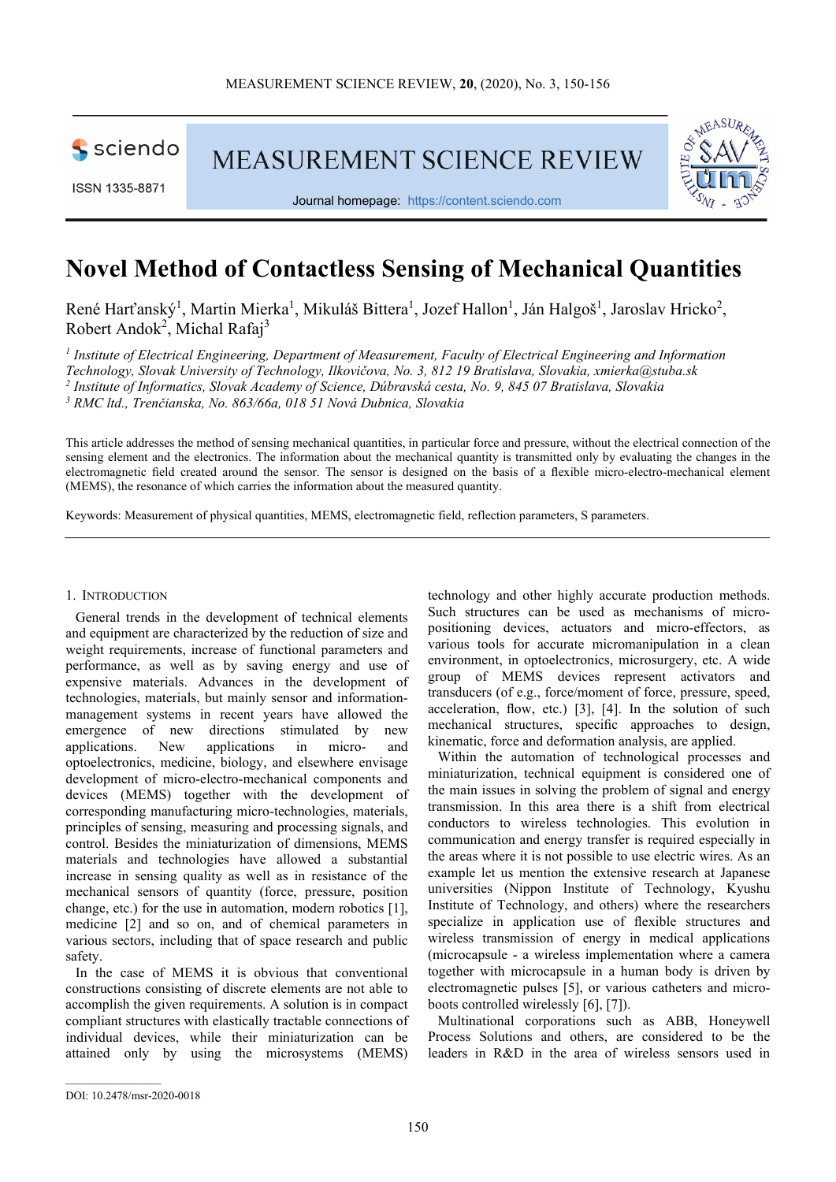# Novel Method of Contactless Sensing of Mechanical Quantities

René Harťanský[1], Martin Mierka[1], Mikuláš Bittera[1], Jozef Hallon[1], Ján Halgoš[1], Jaroslav Hricko[2], Robert Andok[2], Michal Rafaj[3]

*[1] Institute of Electrical Engineering, Department of Measurement, Faculty of Electrical Engineering and Information Technology, Slovak University of Technology, Ilkovičova, No. 3, 812 19 Bratislava, Slovakia, xmierka@stuba.sk*
*[2] Institute of Informatics, Slovak Academy of Science, Dúbravská cesta, No. 9, 845 07 Bratislava, Slovakia*
*[3] RMC ltd., Trenčianska, No. 863/66a, 018 51 Nová Dubnica, Slovakia*

This article addresses the method of sensing mechanical quantities, in particular force and pressure, without the electrical connection of the sensing element and the electronics. The information about the mechanical quantity is transmitted only by evaluating the changes in the electromagnetic field created around the sensor. The sensor is designed on the basis of a flexible micro-electro-mechanical element (MEMS), the resonance of which carries the information about the measured quantity.

Keywords: Measurement of physical quantities, MEMS, electromagnetic field, reflection parameters, S parameters.

## 1. Introduction

General trends in the development of technical elements and equipment are characterized by the reduction of size and weight requirements, increase of functional parameters and performance, as well as by saving energy and use of expensive materials. Advances in the development of technologies, materials, but mainly sensor and information-management systems in recent years have allowed the emergence of new directions stimulated by new applications. New applications in micro- and optoelectronics, medicine, biology, and elsewhere envisage development of micro-electro-mechanical components and devices (MEMS) together with the development of corresponding manufacturing micro-technologies, materials, principles of sensing, measuring and processing signals, and control. Besides the miniaturization of dimensions, MEMS materials and technologies have allowed a substantial increase in sensing quality as well as in resistance of the mechanical sensors of quantity (force, pressure, position change, etc.) for the use in automation, modern robotics [1], medicine [2] and so on, and of chemical parameters in various sectors, including that of space research and public safety.

In the case of MEMS it is obvious that conventional constructions consisting of discrete elements are not able to accomplish the given requirements. A solution is in compact compliant structures with elastically tractable connections of individual devices, while their miniaturization can be attained only by using the microsystems (MEMS) technology and other highly accurate production methods. Such structures can be used as mechanisms of micro-positioning devices, actuators and micro-effectors, as various tools for accurate micromanipulation in a clean environment, in optoelectronics, microsurgery, etc. A wide group of MEMS devices represent activators and transducers (of e.g., force/moment of force, pressure, speed, acceleration, flow, etc.) [3], [4]. In the solution of such mechanical structures, specific approaches to design, kinematic, force and deformation analysis, are applied.

Within the automation of technological processes and miniaturization, technical equipment is considered one of the main issues in solving the problem of signal and energy transmission. In this area there is a shift from electrical conductors to wireless technologies. This evolution in communication and energy transfer is required especially in the areas where it is not possible to use electric wires. As an example let us mention the extensive research at Japanese universities (Nippon Institute of Technology, Kyushu Institute of Technology, and others) where the researchers specialize in application use of flexible structures and wireless transmission of energy in medical applications (microcapsule - a wireless implementation where a camera together with microcapsule in a human body is driven by electromagnetic pulses [5], or various catheters and micro-boots controlled wirelessly [6], [7]).

Multinational corporations such as ABB, Honeywell Process Solutions and others, are considered to be the leaders in R&D in the area of wireless sensors used in

DOI: 10.2478/msr-2020-0018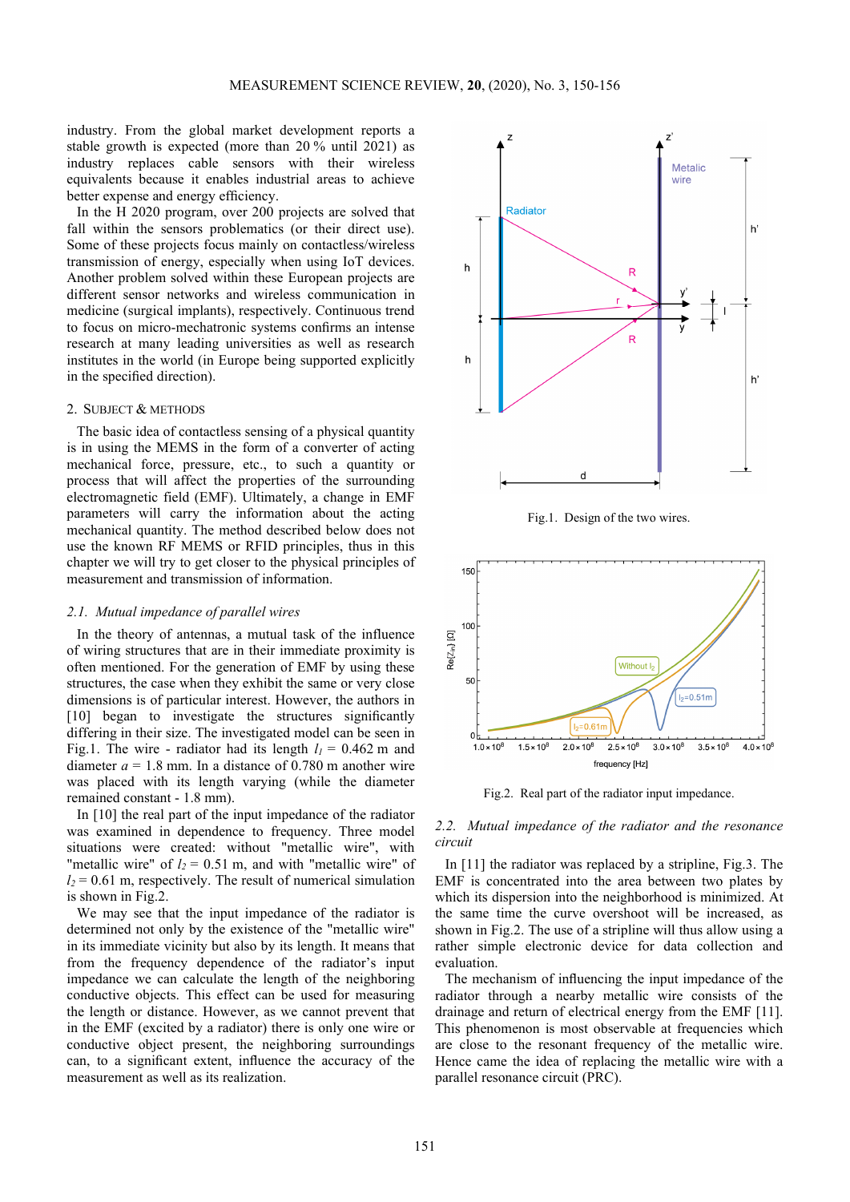industry. From the global market development reports a stable growth is expected (more than 20 % until 2021) as industry replaces cable sensors with their wireless equivalents because it enables industrial areas to achieve better expense and energy efficiency.

In the H 2020 program, over 200 projects are solved that fall within the sensors problematics (or their direct use). Some of these projects focus mainly on contactless/wireless transmission of energy, especially when using IoT devices. Another problem solved within these European projects are different sensor networks and wireless communication in medicine (surgical implants), respectively. Continuous trend to focus on micro-mechatronic systems confirms an intense research at many leading universities as well as research institutes in the world (in Europe being supported explicitly in the specified direction).

## 2. Subject & Methods

The basic idea of contactless sensing of a physical quantity is in using the MEMS in the form of a converter of acting mechanical force, pressure, etc., to such a quantity or process that will affect the properties of the surrounding electromagnetic field (EMF). Ultimately, a change in EMF parameters will carry the information about the acting mechanical quantity. The method described below does not use the known RF MEMS or RFID principles, thus in this chapter we will try to get closer to the physical principles of measurement and transmission of information.

### *2.1. Mutual impedance of parallel wires*

In the theory of antennas, a mutual task of the influence of wiring structures that are in their immediate proximity is often mentioned. For the generation of EMF by using these structures, the case when they exhibit the same or very close dimensions is of particular interest. However, the authors in [10] began to investigate the structures significantly differing in their size. The investigated model can be seen in Fig.1. The wire - radiator had its length $l_l$ = 0.462 m and diameter $a$ = 1.8 mm. In a distance of 0.780 m another wire was placed with its length varying (while the diameter remained constant - 1.8 mm).

In [10] the real part of the input impedance of the radiator was examined in dependence to frequency. Three model situations were created: without "metallic wire", with "metallic wire" of $l_2$ = 0.51 m, and with "metallic wire" of $l_2$ = 0.61 m, respectively. The result of numerical simulation is shown in Fig.2.

We may see that the input impedance of the radiator is determined not only by the existence of the "metallic wire" in its immediate vicinity but also by its length. It means that from the frequency dependence of the radiator's input impedance we can calculate the length of the neighboring conductive objects. This effect can be used for measuring the length or distance. However, as we cannot prevent that in the EMF (excited by a radiator) there is only one wire or conductive object present, the neighboring surroundings can, to a significant extent, influence the accuracy of the measurement as well as its realization.

Fig.1. Design of the two wires.

Fig.2. Real part of the radiator input impedance.

### *2.2. Mutual impedance of the radiator and the resonance circuit*

In [11] the radiator was replaced by a stripline, Fig.3. The EMF is concentrated into the area between two plates by which its dispersion into the neighborhood is minimized. At the same time the curve overshoot will be increased, as shown in Fig.2. The use of a stripline will thus allow using a rather simple electronic device for data collection and evaluation.

The mechanism of influencing the input impedance of the radiator through a nearby metallic wire consists of the drainage and return of electrical energy from the EMF [11]. This phenomenon is most observable at frequencies which are close to the resonant frequency of the metallic wire. Hence came the idea of replacing the metallic wire with a parallel resonance circuit (PRC).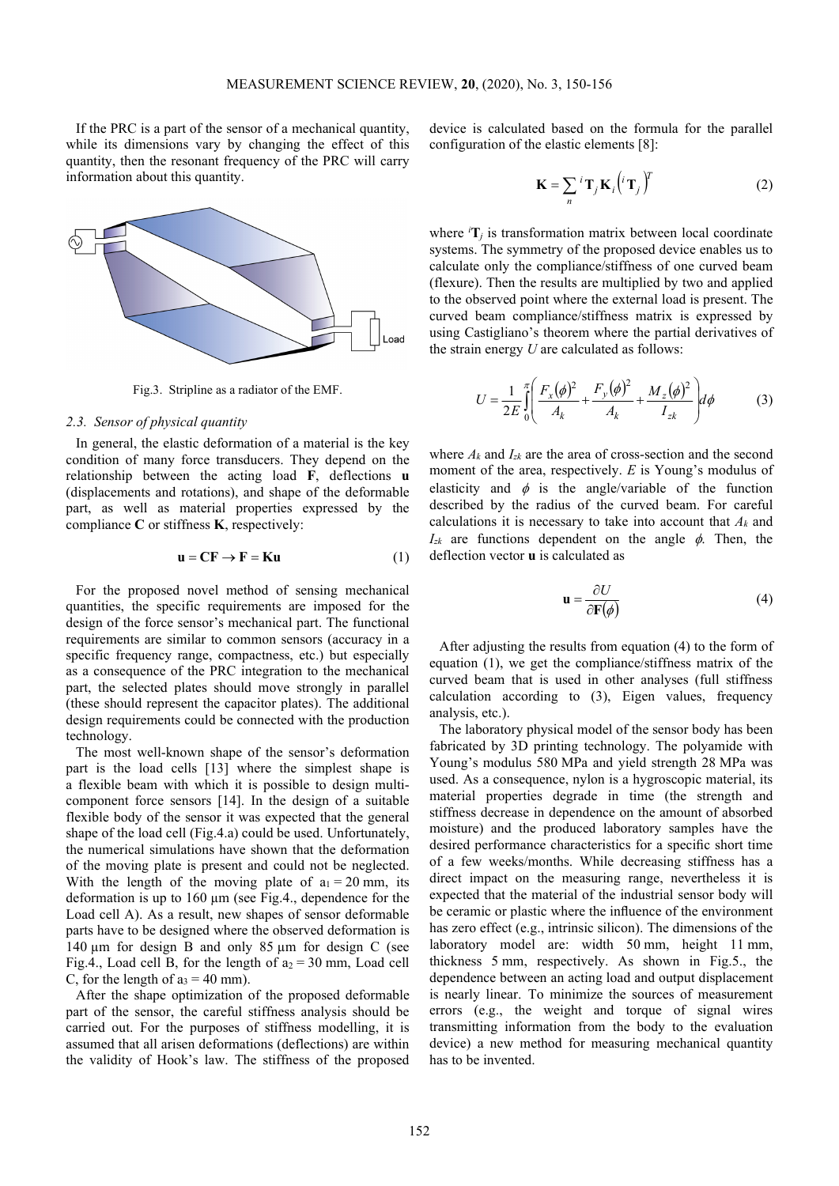If the PRC is a part of the sensor of a mechanical quantity, while its dimensions vary by changing the effect of this quantity, then the resonant frequency of the PRC will carry information about this quantity.

Fig.3. Stripline as a radiator of the EMF.

### 2.3. Sensor of physical quantity

In general, the elastic deformation of a material is the key condition of many force transducers. They depend on the relationship between the acting load $\mathbf{F}$, deflections $\mathbf{u}$ (displacements and rotations), and shape of the deformable part, as well as material properties expressed by the compliance $\mathbf{C}$ or stiffness $\mathbf{K}$, respectively:

$$\mathbf{u} = \mathbf{CF} \rightarrow \mathbf{F} = \mathbf{Ku} \tag{1}$$

For the proposed novel method of sensing mechanical quantities, the specific requirements are imposed for the design of the force sensor's mechanical part. The functional requirements are similar to common sensors (accuracy in a specific frequency range, compactness, etc.) but especially as a consequence of the PRC integration to the mechanical part, the selected plates should move strongly in parallel (these should represent the capacitor plates). The additional design requirements could be connected with the production technology.

The most well-known shape of the sensor's deformation part is the load cells [13] where the simplest shape is a flexible beam with which it is possible to design multi-component force sensors [14]. In the design of a suitable flexible body of the sensor it was expected that the general shape of the load cell (Fig.4.a) could be used. Unfortunately, the numerical simulations have shown that the deformation of the moving plate is present and could not be neglected. With the length of the moving plate of $a_1 = 20$ mm, its deformation is up to 160 μm (see Fig.4., dependence for the Load cell A). As a result, new shapes of sensor deformable parts have to be designed where the observed deformation is 140 μm for design B and only 85 μm for design C (see Fig.4., Load cell B, for the length of $a_2 = 30$ mm, Load cell C, for the length of $a_3 = 40$ mm).

After the shape optimization of the proposed deformable part of the sensor, the careful stiffness analysis should be carried out. For the purposes of stiffness modelling, it is assumed that all arisen deformations (deflections) are within the validity of Hook's law. The stiffness of the proposed device is calculated based on the formula for the parallel configuration of the elastic elements [8]:

$$\mathbf{K} = \sum_{n} {}^{i}\mathbf{T}_{j} \mathbf{K}_{i} \left({}^{i}\mathbf{T}_{j}\right)^{T} \tag{2}$$

where ${}^{i}\mathbf{T}_{j}$ is transformation matrix between local coordinate systems. The symmetry of the proposed device enables us to calculate only the compliance/stiffness of one curved beam (flexure). Then the results are multiplied by two and applied to the observed point where the external load is present. The curved beam compliance/stiffness matrix is expressed by using Castigliano's theorem where the partial derivatives of the strain energy $U$ are calculated as follows:

$$U = \frac{1}{2E}\int_{0}^{\pi}\left(\frac{F_x(\phi)^2}{A_k} + \frac{F_y(\phi)^2}{A_k} + \frac{M_z(\phi)^2}{I_{zk}}\right)d\phi \tag{3}$$

where $A_k$ and $I_{zk}$ are the area of cross-section and the second moment of the area, respectively. $E$ is Young's modulus of elasticity and $\phi$ is the angle/variable of the function described by the radius of the curved beam. For careful calculations it is necessary to take into account that $A_k$ and $I_{zk}$ are functions dependent on the angle $\phi$. Then, the deflection vector $\mathbf{u}$ is calculated as

$$\mathbf{u} = \frac{\partial U}{\partial \mathbf{F}(\phi)} \tag{4}$$

After adjusting the results from equation (4) to the form of equation (1), we get the compliance/stiffness matrix of the curved beam that is used in other analyses (full stiffness calculation according to (3), Eigen values, frequency analysis, etc.).

The laboratory physical model of the sensor body has been fabricated by 3D printing technology. The polyamide with Young's modulus 580 MPa and yield strength 28 MPa was used. As a consequence, nylon is a hygroscopic material, its material properties degrade in time (the strength and stiffness decrease in dependence on the amount of absorbed moisture) and the produced laboratory samples have the desired performance characteristics for a specific short time of a few weeks/months. While decreasing stiffness has a direct impact on the measuring range, nevertheless it is expected that the material of the industrial sensor body will be ceramic or plastic where the influence of the environment has zero effect (e.g., intrinsic silicon). The dimensions of the laboratory model are: width 50 mm, height 11 mm, thickness 5 mm, respectively. As shown in Fig.5., the dependence between an acting load and output displacement is nearly linear. To minimize the sources of measurement errors (e.g., the weight and torque of signal wires transmitting information from the body to the evaluation device) a new method for measuring mechanical quantity has to be invented.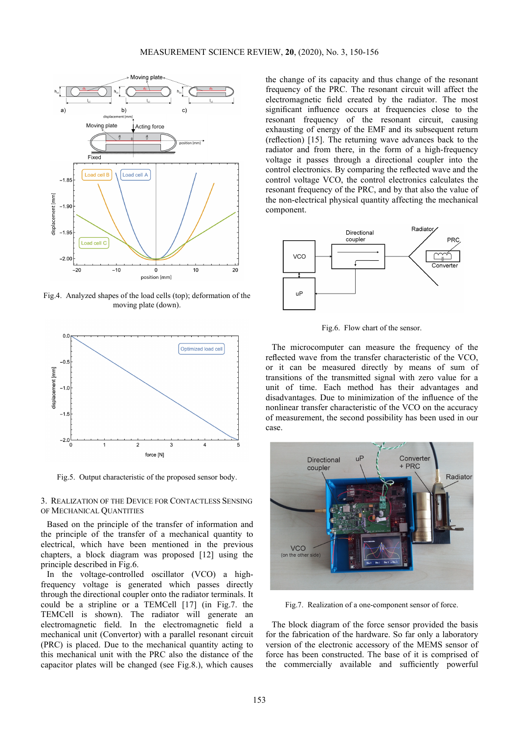Fig.4. Analyzed shapes of the load cells (top); deformation of the moving plate (down).

Fig.5. Output characteristic of the proposed sensor body.

## 3. Realization of the Device for Contactless Sensing of Mechanical Quantities

Based on the principle of the transfer of information and the principle of the transfer of a mechanical quantity to electrical, which have been mentioned in the previous chapters, a block diagram was proposed [12] using the principle described in Fig.6.

In the voltage-controlled oscillator (VCO) a high-frequency voltage is generated which passes directly through the directional coupler onto the radiator terminals. It could be a stripline or a TEMCell [17] (in Fig.7. the TEMCell is shown). The radiator will generate an electromagnetic field. In the electromagnetic field a mechanical unit (Convertor) with a parallel resonant circuit (PRC) is placed. Due to the mechanical quantity acting to this mechanical unit with the PRC also the distance of the capacitor plates will be changed (see Fig.8.), which causes the change of its capacity and thus change of the resonant frequency of the PRC. The resonant circuit will affect the electromagnetic field created by the radiator. The most significant influence occurs at frequencies close to the resonant frequency of the resonant circuit, causing exhausting of energy of the EMF and its subsequent return (reflection) [15]. The returning wave advances back to the radiator and from there, in the form of a high-frequency voltage it passes through a directional coupler into the control electronics. By comparing the reflected wave and the control voltage VCO, the control electronics calculates the resonant frequency of the PRC, and by that also the value of the non-electrical physical quantity affecting the mechanical component.

Fig.6. Flow chart of the sensor.

The microcomputer can measure the frequency of the reflected wave from the transfer characteristic of the VCO, or it can be measured directly by means of sum of transitions of the transmitted signal with zero value for a unit of time. Each method has their advantages and disadvantages. Due to minimization of the influence of the nonlinear transfer characteristic of the VCO on the accuracy of measurement, the second possibility has been used in our case.

Fig.7. Realization of a one-component sensor of force.

The block diagram of the force sensor provided the basis for the fabrication of the hardware. So far only a laboratory version of the electronic accessory of the MEMS sensor of force has been constructed. The base of it is comprised of the commercially available and sufficiently powerful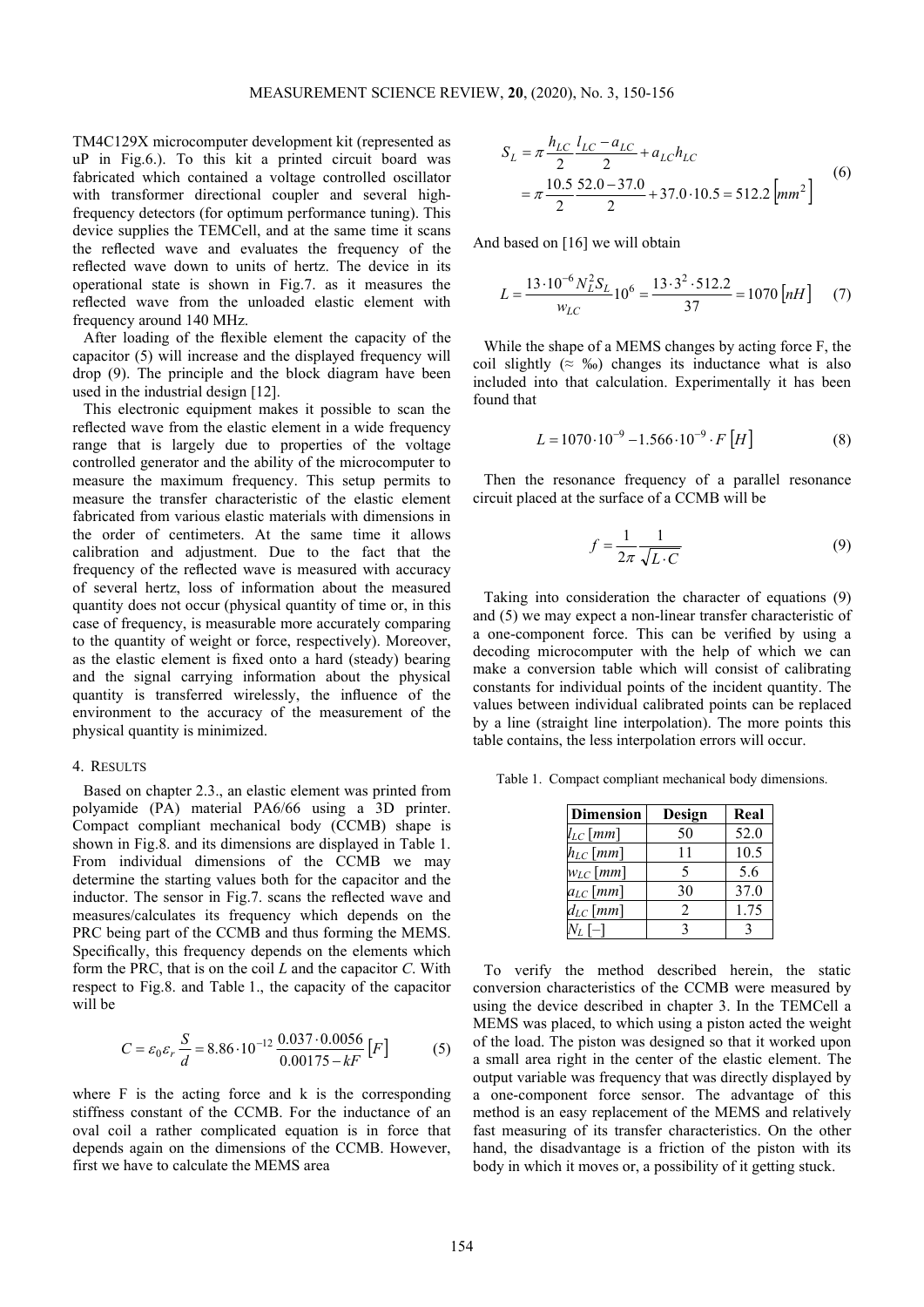TM4C129X microcomputer development kit (represented as uP in Fig.6.). To this kit a printed circuit board was fabricated which contained a voltage controlled oscillator with transformer directional coupler and several high-frequency detectors (for optimum performance tuning). This device supplies the TEMCell, and at the same time it scans the reflected wave and evaluates the frequency of the reflected wave down to units of hertz. The device in its operational state is shown in Fig.7. as it measures the reflected wave from the unloaded elastic element with frequency around 140 MHz.

After loading of the flexible element the capacity of the capacitor (5) will increase and the displayed frequency will drop (9). The principle and the block diagram have been used in the industrial design [12].

This electronic equipment makes it possible to scan the reflected wave from the elastic element in a wide frequency range that is largely due to properties of the voltage controlled generator and the ability of the microcomputer to measure the maximum frequency. This setup permits to measure the transfer characteristic of the elastic element fabricated from various elastic materials with dimensions in the order of centimeters. At the same time it allows calibration and adjustment. Due to the fact that the frequency of the reflected wave is measured with accuracy of several hertz, loss of information about the measured quantity does not occur (physical quantity of time or, in this case of frequency, is measurable more accurately comparing to the quantity of weight or force, respectively). Moreover, as the elastic element is fixed onto a hard (steady) bearing and the signal carrying information about the physical quantity is transferred wirelessly, the influence of the environment to the accuracy of the measurement of the physical quantity is minimized.

## 4. Results

Based on chapter 2.3., an elastic element was printed from polyamide (PA) material PA6/66 using a 3D printer. Compact compliant mechanical body (CCMB) shape is shown in Fig.8. and its dimensions are displayed in Table 1. From individual dimensions of the CCMB we may determine the starting values both for the capacitor and the inductor. The sensor in Fig.7. scans the reflected wave and measures/calculates its frequency which depends on the PRC being part of the CCMB and thus forming the MEMS. Specifically, this frequency depends on the elements which form the PRC, that is on the coil $L$ and the capacitor $C$. With respect to Fig.8. and Table 1., the capacity of the capacitor will be

$$C = \varepsilon_0 \varepsilon_r \frac{S}{d} = 8.86 \cdot 10^{-12} \frac{0.037 \cdot 0.0056}{0.00175 - kF} \left[F\right] \tag{5}$$

where F is the acting force and k is the corresponding stiffness constant of the CCMB. For the inductance of an oval coil a rather complicated equation is in force that depends again on the dimensions of the CCMB. However, first we have to calculate the MEMS area

$$\begin{aligned} S_L &= \pi \frac{h_{LC}}{2} \frac{l_{LC} - a_{LC}}{2} + a_{LC} h_{LC} \\ &= \pi \frac{10.5}{2} \frac{52.0 - 37.0}{2} + 37.0 \cdot 10.5 = 512.2 \left[mm^2\right] \end{aligned} \tag{6}$$

And based on [16] we will obtain

$$L = \frac{13 \cdot 10^{-6} N_L^2 S_L}{w_{LC}} 10^6 = \frac{13 \cdot 3^2 \cdot 512.2}{37} = 1070 \left[nH\right] \tag{7}$$

While the shape of a MEMS changes by acting force F, the coil slightly (≈ ‰) changes its inductance what is also included into that calculation. Experimentally it has been found that

$$L = 1070 \cdot 10^{-9} - 1.566 \cdot 10^{-9} \cdot F \left[H\right] \tag{8}$$

Then the resonance frequency of a parallel resonance circuit placed at the surface of a CCMB will be

$$f = \frac{1}{2\pi} \frac{1}{\sqrt{L \cdot C}} \tag{9}$$

Taking into consideration the character of equations (9) and (5) we may expect a non-linear transfer characteristic of a one-component force. This can be verified by using a decoding microcomputer with the help of which we can make a conversion table which will consist of calibrating constants for individual points of the incident quantity. The values between individual calibrated points can be replaced by a line (straight line interpolation). The more points this table contains, the less interpolation errors will occur.

Table 1. Compact compliant mechanical body dimensions.

| Dimension | Design | Real |
|---|---|---|
| $l_{LC}$ $[mm]$ | 50 | 52.0 |
| $h_{LC}$ $[mm]$ | 11 | 10.5 |
| $w_{LC}$ $[mm]$ | 5 | 5.6 |
| $a_{LC}$ $[mm]$ | 30 | 37.0 |
| $d_{LC}$ $[mm]$ | 2 | 1.75 |
| $N_L$ $[-]$ | 3 | 3 |

To verify the method described herein, the static conversion characteristics of the CCMB were measured by using the device described in chapter 3. In the TEMCell a MEMS was placed, to which using a piston acted the weight of the load. The piston was designed so that it worked upon a small area right in the center of the elastic element. The output variable was frequency that was directly displayed by a one-component force sensor. The advantage of this method is an easy replacement of the MEMS and relatively fast measuring of its transfer characteristics. On the other hand, the disadvantage is a friction of the piston with its body in which it moves or, a possibility of it getting stuck.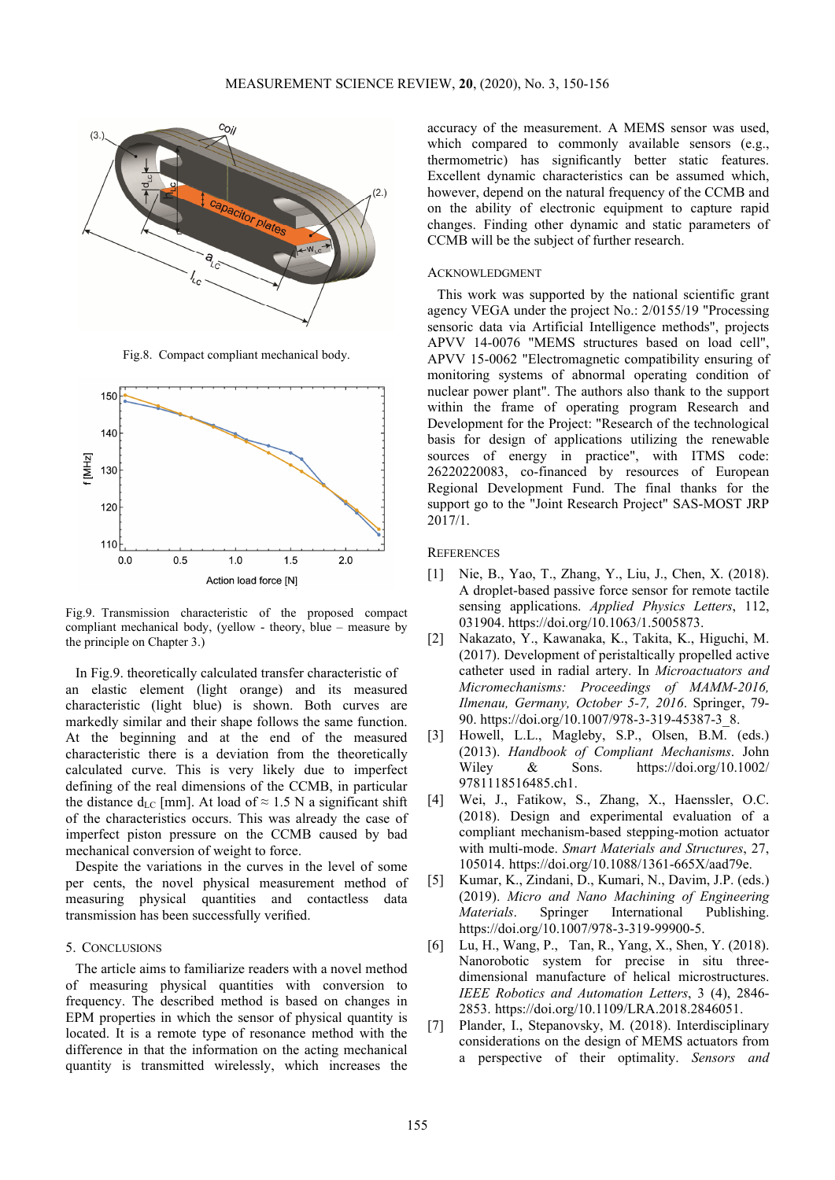Fig.8. Compact compliant mechanical body.

Fig.9. Transmission characteristic of the proposed compact compliant mechanical body, (yellow - theory, blue – measure by the principle on Chapter 3.)

In Fig.9. theoretically calculated transfer characteristic of an elastic element (light orange) and its measured characteristic (light blue) is shown. Both curves are markedly similar and their shape follows the same function. At the beginning and at the end of the measured characteristic there is a deviation from the theoretically calculated curve. This is very likely due to imperfect defining of the real dimensions of the CCMB, in particular the distance $d_{LC}$ [mm]. At load of ≈ 1.5 N a significant shift of the characteristics occurs. This was already the case of imperfect piston pressure on the CCMB caused by bad mechanical conversion of weight to force.

Despite the variations in the curves in the level of some per cents, the novel physical measurement method of measuring physical quantities and contactless data transmission has been successfully verified.

## 5. Conclusions

The article aims to familiarize readers with a novel method of measuring physical quantities with conversion to frequency. The described method is based on changes in EPM properties in which the sensor of physical quantity is located. It is a remote type of resonance method with the difference in that the information on the acting mechanical quantity is transmitted wirelessly, which increases the accuracy of the measurement. A MEMS sensor was used, which compared to commonly available sensors (e.g., thermometric) has significantly better static features. Excellent dynamic characteristics can be assumed which, however, depend on the natural frequency of the CCMB and on the ability of electronic equipment to capture rapid changes. Finding other dynamic and static parameters of CCMB will be the subject of further research.

## Acknowledgment

This work was supported by the national scientific grant agency VEGA under the project No.: 2/0155/19 "Processing sensoric data via Artificial Intelligence methods", projects APVV 14-0076 "MEMS structures based on load cell", APVV 15-0062 "Electromagnetic compatibility ensuring of monitoring systems of abnormal operating condition of nuclear power plant". The authors also thank to the support within the frame of operating program Research and Development for the Project: "Research of the technological basis for design of applications utilizing the renewable sources of energy in practice", with ITMS code: 26220220083, co-financed by resources of European Regional Development Fund. The final thanks for the support go to the "Joint Research Project" SAS-MOST JRP 2017/1.

## References

[1] Nie, B., Yao, T., Zhang, Y., Liu, J., Chen, X. (2018). A droplet-based passive force sensor for remote tactile sensing applications. *Applied Physics Letters*, 112, 031904. https://doi.org/10.1063/1.5005873.

[2] Nakazato, Y., Kawanaka, K., Takita, K., Higuchi, M. (2017). Development of peristaltically propelled active catheter used in radial artery. In *Microactuators and Micromechanisms: Proceedings of MAMM-2016, Ilmenau, Germany, October 5-7, 2016*. Springer, 79-90. https://doi.org/10.1007/978-3-319-45387-3_8.

[3] Howell, L.L., Magleby, S.P., Olsen, B.M. (eds.) (2013). *Handbook of Compliant Mechanisms*. John Wiley & Sons. https://doi.org/10.1002/9781118516485.ch1.

[4] Wei, J., Fatikow, S., Zhang, X., Haenssler, O.C. (2018). Design and experimental evaluation of a compliant mechanism-based stepping-motion actuator with multi-mode. *Smart Materials and Structures*, 27, 105014. https://doi.org/10.1088/1361-665X/aad79e.

[5] Kumar, K., Zindani, D., Kumari, N., Davim, J.P. (eds.) (2019). *Micro and Nano Machining of Engineering Materials*. Springer International Publishing. https://doi.org/10.1007/978-3-319-99900-5.

[6] Lu, H., Wang, P., Tan, R., Yang, X., Shen, Y. (2018). Nanorobotic system for precise in situ three-dimensional manufacture of helical microstructures. *IEEE Robotics and Automation Letters*, 3 (4), 2846-2853. https://doi.org/10.1109/LRA.2018.2846051.

[7] Plander, I., Stepanovsky, M. (2018). Interdisciplinary considerations on the design of MEMS actuators from a perspective of their optimality. *Sensors and*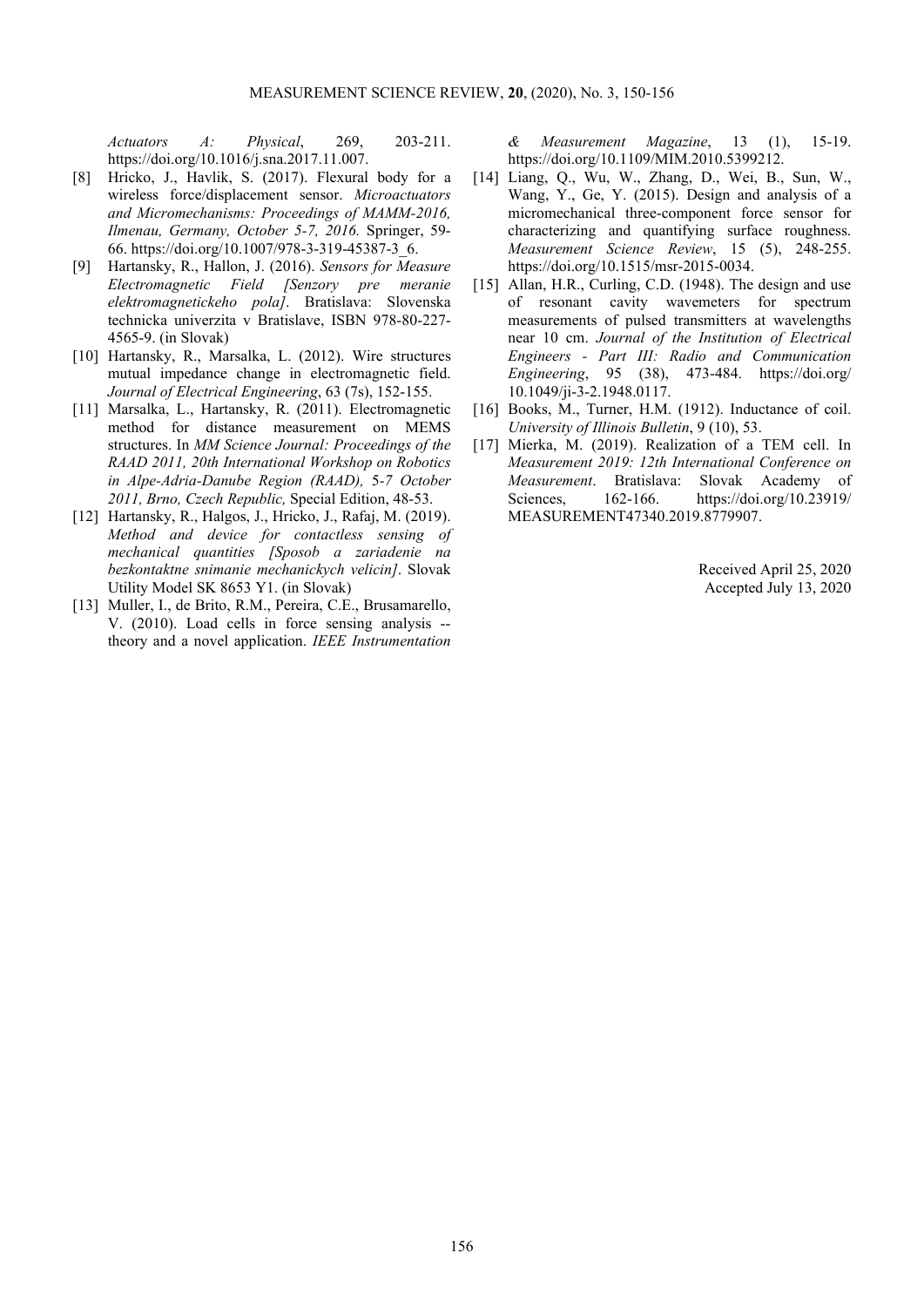*Actuators A: Physical*, 269, 203-211. https://doi.org/10.1016/j.sna.2017.11.007.

[8] Hricko, J., Havlik, S. (2017). Flexural body for a wireless force/displacement sensor. *Microactuators and Micromechanisms: Proceedings of MAMM-2016, Ilmenau, Germany, October 5-7, 2016.* Springer, 59-66. https://doi.org/10.1007/978-3-319-45387-3_6.

[9] Hartansky, R., Hallon, J. (2016). *Sensors for Measure Electromagnetic Field [Senzory pre meranie elektromagnetickeho pola]*. Bratislava: Slovenska technicka univerzita v Bratislave, ISBN 978-80-227-4565-9. (in Slovak)

[10] Hartansky, R., Marsalka, L. (2012). Wire structures mutual impedance change in electromagnetic field. *Journal of Electrical Engineering*, 63 (7s), 152-155.

[11] Marsalka, L., Hartansky, R. (2011). Electromagnetic method for distance measurement on MEMS structures. In *MM Science Journal: Proceedings of the RAAD 2011, 20th International Workshop on Robotics in Alpe-Adria-Danube Region (RAAD),* 5-7 *October 2011, Brno, Czech Republic,* Special Edition, 48-53.

[12] Hartansky, R., Halgos, J., Hricko, J., Rafaj, M. (2019). *Method and device for contactless sensing of mechanical quantities [Sposob a zariadenie na bezkontaktne snimanie mechanickych velicin]*. Slovak Utility Model SK 8653 Y1. (in Slovak)

[13] Muller, I., de Brito, R.M., Pereira, C.E., Brusamarello, V. (2010). Load cells in force sensing analysis -- theory and a novel application. *IEEE Instrumentation & Measurement Magazine*, 13 (1), 15-19. https://doi.org/10.1109/MIM.2010.5399212.

[14] Liang, Q., Wu, W., Zhang, D., Wei, B., Sun, W., Wang, Y., Ge, Y. (2015). Design and analysis of a micromechanical three-component force sensor for characterizing and quantifying surface roughness. *Measurement Science Review*, 15 (5), 248-255. https://doi.org/10.1515/msr-2015-0034.

[15] Allan, H.R., Curling, C.D. (1948). The design and use of resonant cavity wavemeters for spectrum measurements of pulsed transmitters at wavelengths near 10 cm. *Journal of the Institution of Electrical Engineers - Part III: Radio and Communication Engineering*, 95 (38), 473-484. https://doi.org/ 10.1049/ji-3-2.1948.0117.

[16] Books, M., Turner, H.M. (1912). Inductance of coil. *University of Illinois Bulletin*, 9 (10), 53.

[17] Mierka, M. (2019). Realization of a TEM cell. In *Measurement 2019: 12th International Conference on Measurement*. Bratislava: Slovak Academy of Sciences, 162-166. https://doi.org/10.23919/ MEASUREMENT47340.2019.8779907.

Received April 25, 2020
Accepted July 13, 2020